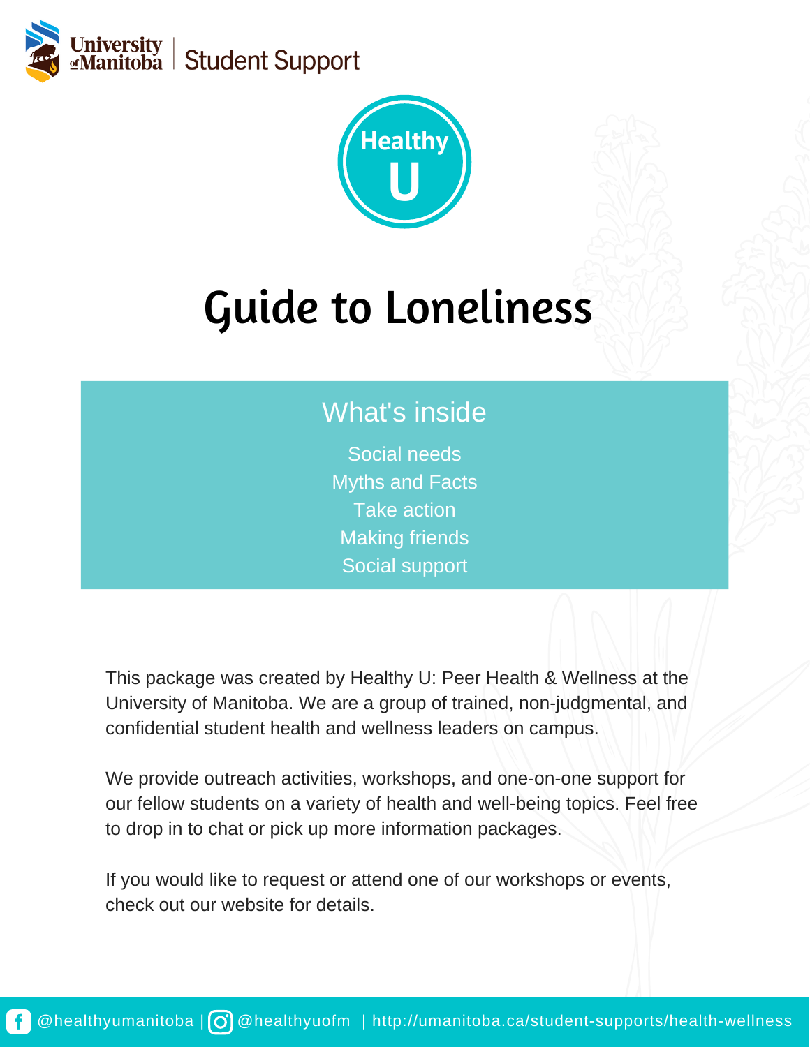University of Manitoba | Student Support

Healthy U

# Guide to Loneliness

## What's inside

- Social needs
- Myths and Facts
- Take action
- Making friends
- Social support

This package was created by Healthy U: Peer Health & Wellness at the University of Manitoba. We are a group of trained, non-judgmental, and confidential student health and wellness leaders on campus.

We provide outreach activities, workshops, and one-on-one support for our fellow students on a variety of health and well-being topics. Feel free to drop in to chat or pick up more information packages.

If you would like to request or attend one of our workshops or events, check out our website for details.

@healthyumanitoba | @healthyuofm | http://umanitoba.ca/student-supports/health-wellness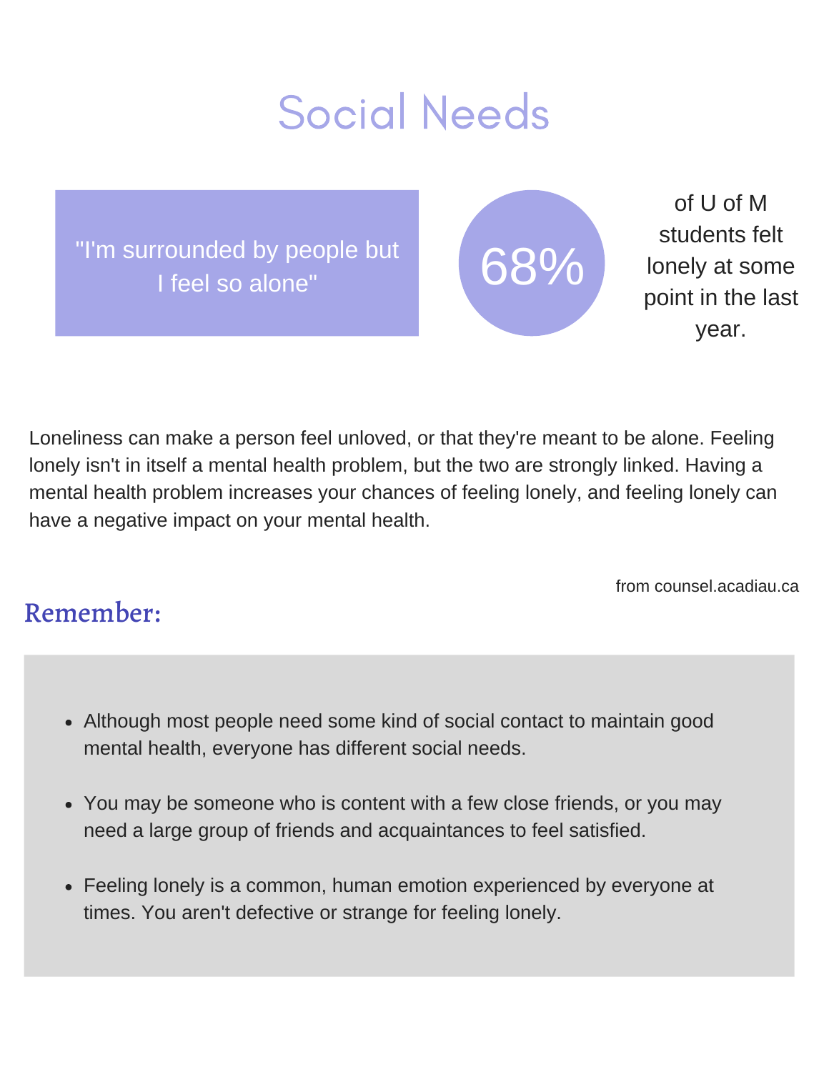# Social Needs

"I'm surrounded by people but I feel so alone"

**68%** of U of M students felt lonely at some point in the last year.

Loneliness can make a person feel unloved, or that they're meant to be alone. Feeling lonely isn't in itself a mental health problem, but the two are strongly linked. Having a mental health problem increases your chances of feeling lonely, and feeling lonely can have a negative impact on your mental health.

from counsel.acadiau.ca

## Remember:

- Although most people need some kind of social contact to maintain good mental health, everyone has different social needs.
- You may be someone who is content with a few close friends, or you may need a large group of friends and acquaintances to feel satisfied.
- Feeling lonely is a common, human emotion experienced by everyone at times. You aren't defective or strange for feeling lonely.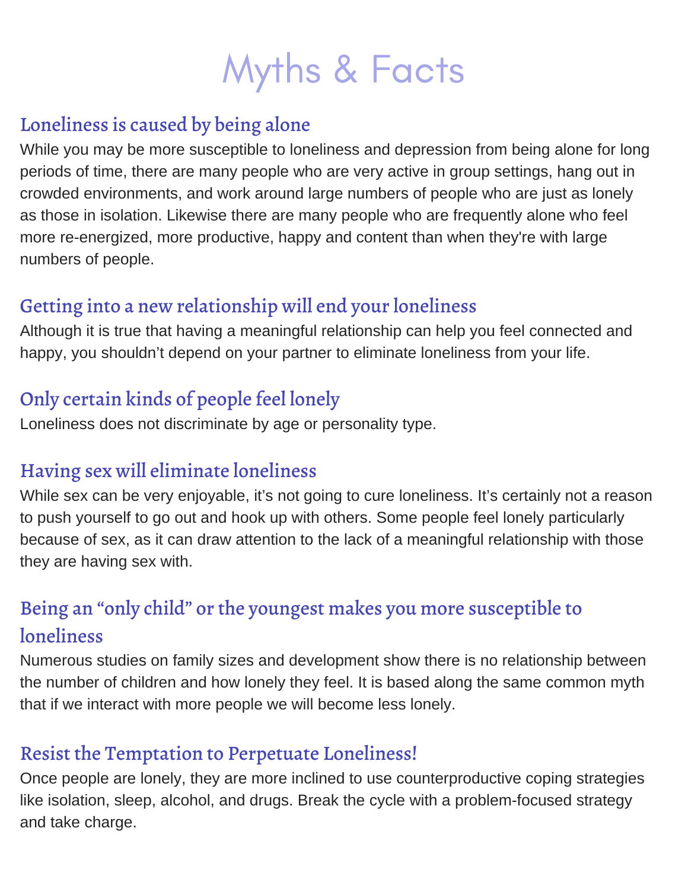# Myths & Facts

## Loneliness is caused by being alone

While you may be more susceptible to loneliness and depression from being alone for long periods of time, there are many people who are very active in group settings, hang out in crowded environments, and work around large numbers of people who are just as lonely as those in isolation. Likewise there are many people who are frequently alone who feel more re-energized, more productive, happy and content than when they're with large numbers of people.

## Getting into a new relationship will end your loneliness

Although it is true that having a meaningful relationship can help you feel connected and happy, you shouldn't depend on your partner to eliminate loneliness from your life.

## Only certain kinds of people feel lonely

Loneliness does not discriminate by age or personality type.

## Having sex will eliminate loneliness

While sex can be very enjoyable, it's not going to cure loneliness. It's certainly not a reason to push yourself to go out and hook up with others. Some people feel lonely particularly because of sex, as it can draw attention to the lack of a meaningful relationship with those they are having sex with.

## Being an "only child" or the youngest makes you more susceptible to loneliness

Numerous studies on family sizes and development show there is no relationship between the number of children and how lonely they feel. It is based along the same common myth that if we interact with more people we will become less lonely.

## Resist the Temptation to Perpetuate Loneliness!

Once people are lonely, they are more inclined to use counterproductive coping strategies like isolation, sleep, alcohol, and drugs. Break the cycle with a problem-focused strategy and take charge.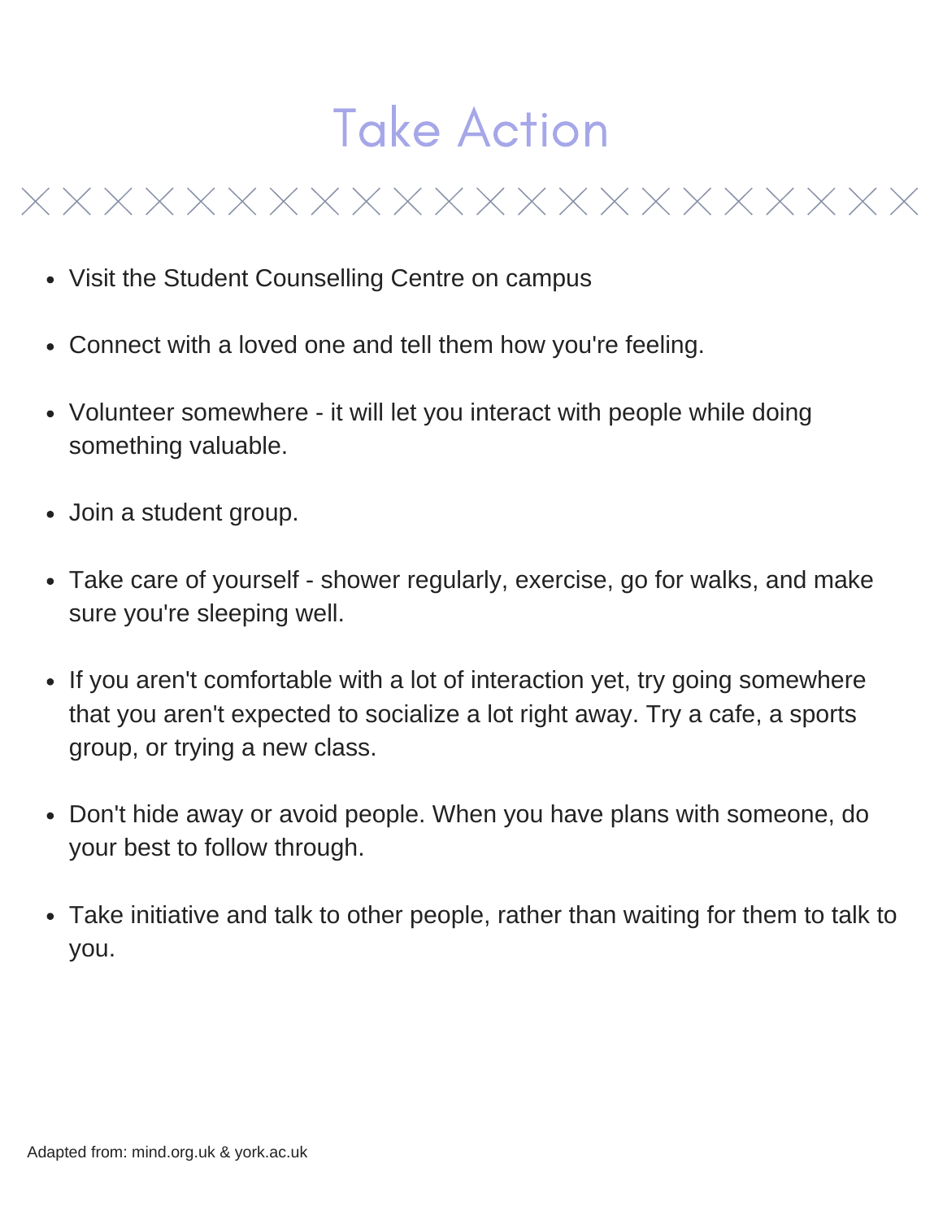# Take Action

- Visit the Student Counselling Centre on campus
- Connect with a loved one and tell them how you're feeling.
- Volunteer somewhere - it will let you interact with people while doing something valuable.
- Join a student group.
- Take care of yourself - shower regularly, exercise, go for walks, and make sure you're sleeping well.
- If you aren't comfortable with a lot of interaction yet, try going somewhere that you aren't expected to socialize a lot right away. Try a cafe, a sports group, or trying a new class.
- Don't hide away or avoid people. When you have plans with someone, do your best to follow through.
- Take initiative and talk to other people, rather than waiting for them to talk to you.

Adapted from: mind.org.uk & york.ac.uk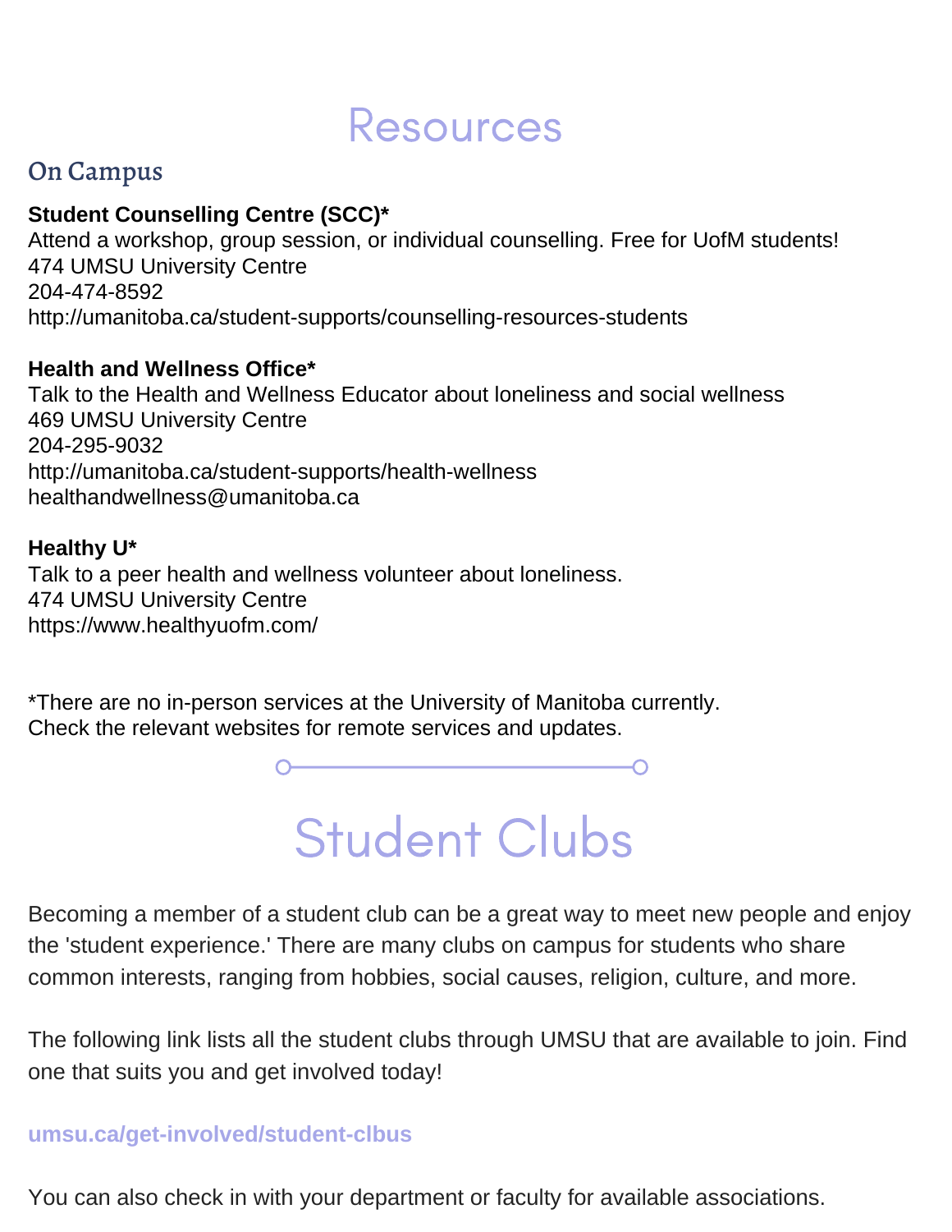# Resources

## On Campus

**Student Counselling Centre (SCC)***
Attend a workshop, group session, or individual counselling. Free for UofM students!
474 UMSU University Centre
204-474-8592
http://umanitoba.ca/student-supports/counselling-resources-students

**Health and Wellness Office***
Talk to the Health and Wellness Educator about loneliness and social wellness
469 UMSU University Centre
204-295-9032
http://umanitoba.ca/student-supports/health-wellness
healthandwellness@umanitoba.ca

**Healthy U***
Talk to a peer health and wellness volunteer about loneliness.
474 UMSU University Centre
https://www.healthyuofm.com/

*There are no in-person services at the University of Manitoba currently.
Check the relevant websites for remote services and updates.

# Student Clubs

Becoming a member of a student club can be a great way to meet new people and enjoy the 'student experience.' There are many clubs on campus for students who share common interests, ranging from hobbies, social causes, religion, culture, and more.

The following link lists all the student clubs through UMSU that are available to join. Find one that suits you and get involved today!

**umsu.ca/get-involved/student-clbus**

You can also check in with your department or faculty for available associations.